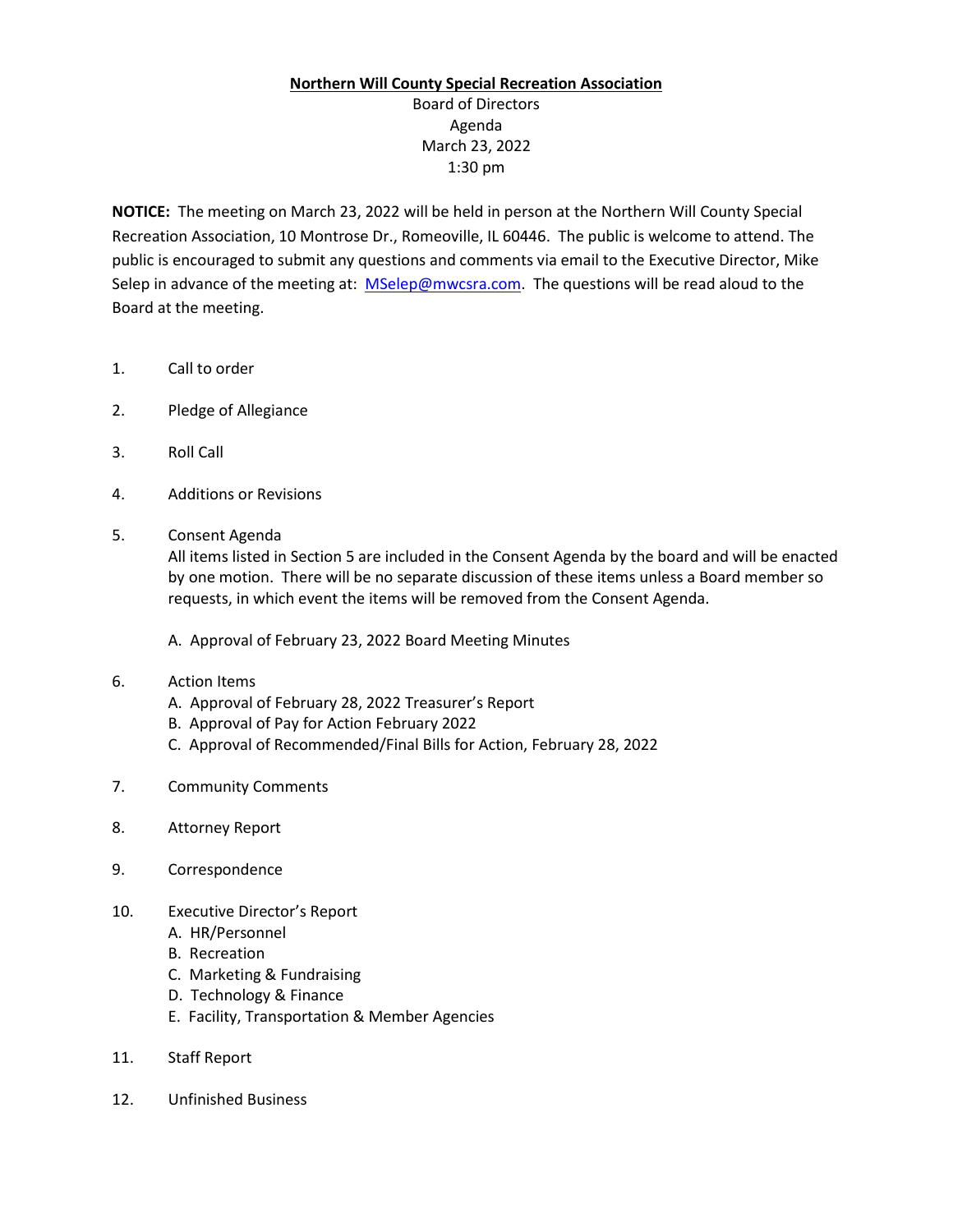**Northern Will County Special Recreation Association**

Board of Directors
Agenda
March 23, 2022
1:30 pm

**NOTICE:** The meeting on March 23, 2022 will be held in person at the Northern Will County Special Recreation Association, 10 Montrose Dr., Romeoville, IL 60446. The public is welcome to attend. The public is encouraged to submit any questions and comments via email to the Executive Director, Mike Selep in advance of the meeting at: MSelep@mwcsra.com. The questions will be read aloud to the Board at the meeting.

1. Call to order

2. Pledge of Allegiance

3. Roll Call

4. Additions or Revisions

5. Consent Agenda
   All items listed in Section 5 are included in the Consent Agenda by the board and will be enacted by one motion. There will be no separate discussion of these items unless a Board member so requests, in which event the items will be removed from the Consent Agenda.

   A. Approval of February 23, 2022 Board Meeting Minutes

6. Action Items
   A. Approval of February 28, 2022 Treasurer's Report
   B. Approval of Pay for Action February 2022
   C. Approval of Recommended/Final Bills for Action, February 28, 2022

7. Community Comments

8. Attorney Report

9. Correspondence

10. Executive Director's Report
    A. HR/Personnel
    B. Recreation
    C. Marketing & Fundraising
    D. Technology & Finance
    E. Facility, Transportation & Member Agencies

11. Staff Report

12. Unfinished Business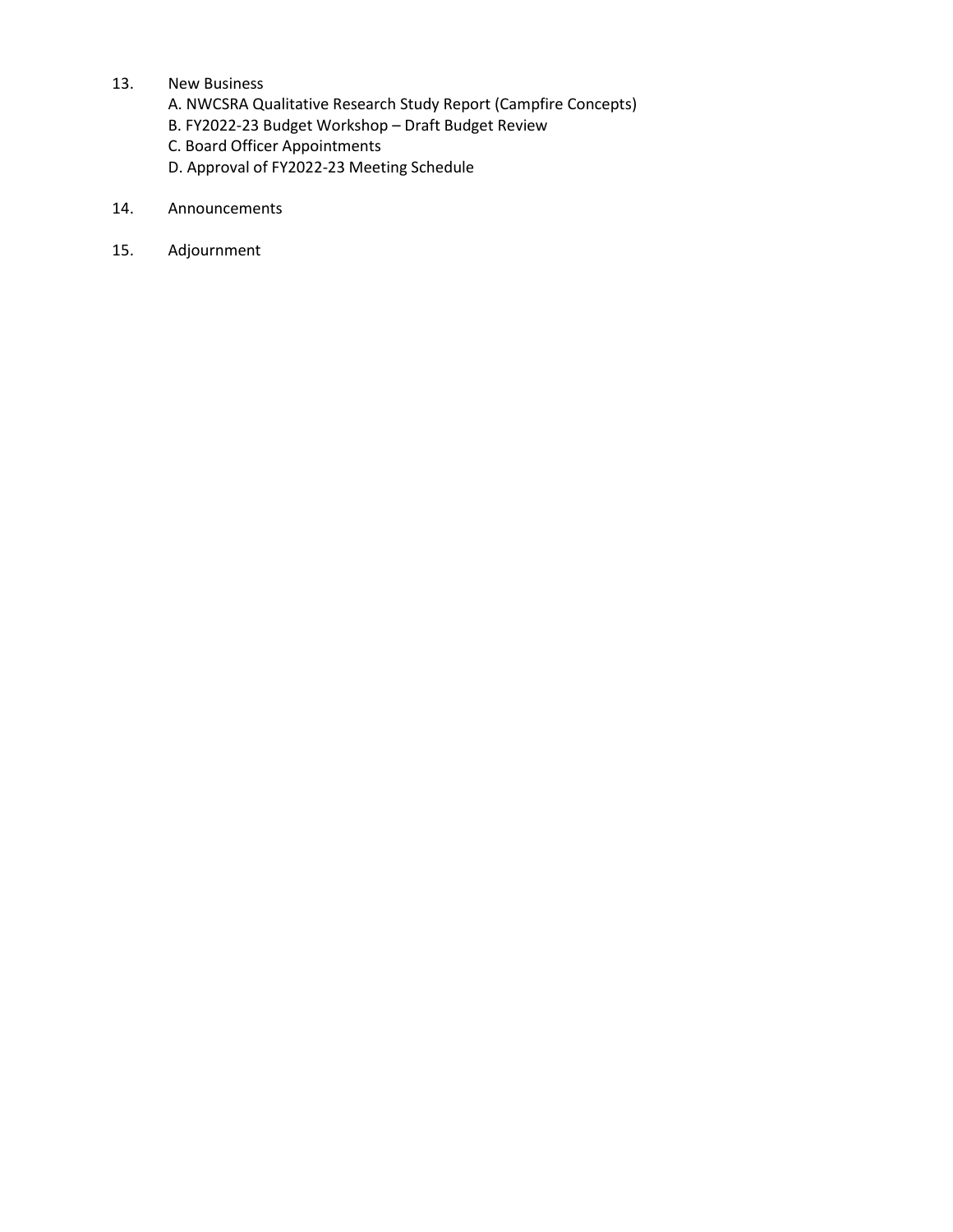13. New Business
    A. NWCSRA Qualitative Research Study Report (Campfire Concepts)
    B. FY2022-23 Budget Workshop – Draft Budget Review
    C. Board Officer Appointments
    D. Approval of FY2022-23 Meeting Schedule

14. Announcements

15. Adjournment